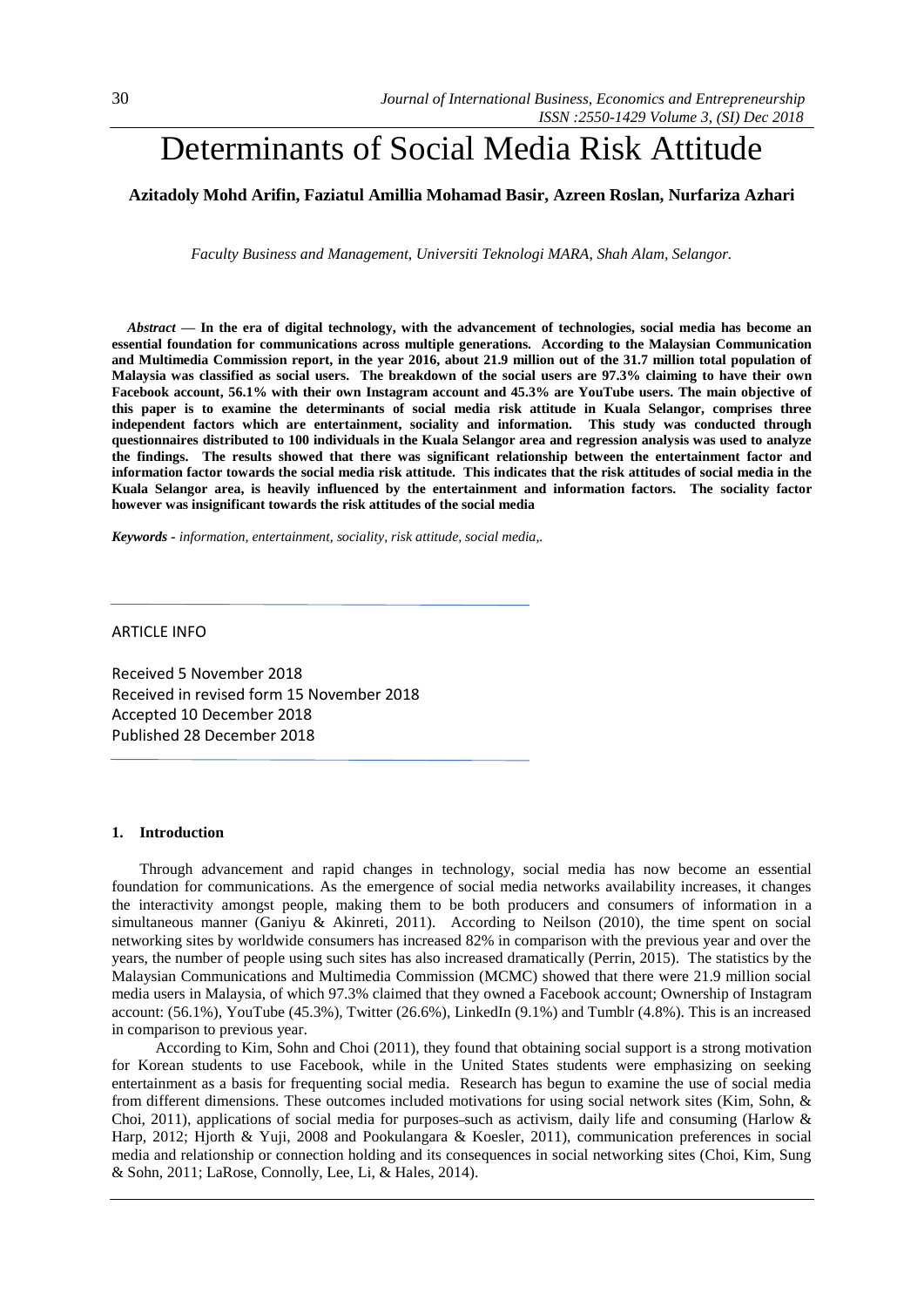# Determinants of Social Media Risk Attitude

**Azitadoly Mohd Arifin, Faziatul Amillia Mohamad Basir, Azreen Roslan, Nurfariza Azhari**

*Faculty Business and Management, Universiti Teknologi MARA, Shah Alam, Selangor.*

***Abstract*** **— In the era of digital technology, with the advancement of technologies, social media has become an essential foundation for communications across multiple generations. According to the Malaysian Communication and Multimedia Commission report, in the year 2016, about 21.9 million out of the 31.7 million total population of Malaysia was classified as social users. The breakdown of the social users are 97.3% claiming to have their own Facebook account, 56.1% with their own Instagram account and 45.3% are YouTube users. The main objective of this paper is to examine the determinants of social media risk attitude in Kuala Selangor, comprises three independent factors which are entertainment, sociality and information. This study was conducted through questionnaires distributed to 100 individuals in the Kuala Selangor area and regression analysis was used to analyze the findings. The results showed that there was significant relationship between the entertainment factor and information factor towards the social media risk attitude. This indicates that the risk attitudes of social media in the Kuala Selangor area, is heavily influenced by the entertainment and information factors. The sociality factor however was insignificant towards the risk attitudes of the social media**

***Keywords -*** *information, entertainment, sociality, risk attitude, social media,.*

ARTICLE INFO

Received 5 November 2018
Received in revised form 15 November 2018
Accepted 10 December 2018
Published 28 December 2018

## 1. Introduction

Through advancement and rapid changes in technology, social media has now become an essential foundation for communications. As the emergence of social media networks availability increases, it changes the interactivity amongst people, making them to be both producers and consumers of information in a simultaneous manner (Ganiyu & Akinreti, 2011). According to Neilson (2010), the time spent on social networking sites by worldwide consumers has increased 82% in comparison with the previous year and over the years, the number of people using such sites has also increased dramatically (Perrin, 2015). The statistics by the Malaysian Communications and Multimedia Commission (MCMC) showed that there were 21.9 million social media users in Malaysia, of which 97.3% claimed that they owned a Facebook account; Ownership of Instagram account: (56.1%), YouTube (45.3%), Twitter (26.6%), LinkedIn (9.1%) and Tumblr (4.8%). This is an increased in comparison to previous year.

According to Kim, Sohn and Choi (2011), they found that obtaining social support is a strong motivation for Korean students to use Facebook, while in the United States students were emphasizing on seeking entertainment as a basis for frequenting social media. Research has begun to examine the use of social media from different dimensions. These outcomes included motivations for using social network sites (Kim, Sohn, & Choi, 2011), applications of social media for purposes such as activism, daily life and consuming (Harlow & Harp, 2012; Hjorth & Yuji, 2008 and Pookulangara & Koesler, 2011), communication preferences in social media and relationship or connection holding and its consequences in social networking sites (Choi, Kim, Sung & Sohn, 2011; LaRose, Connolly, Lee, Li, & Hales, 2014).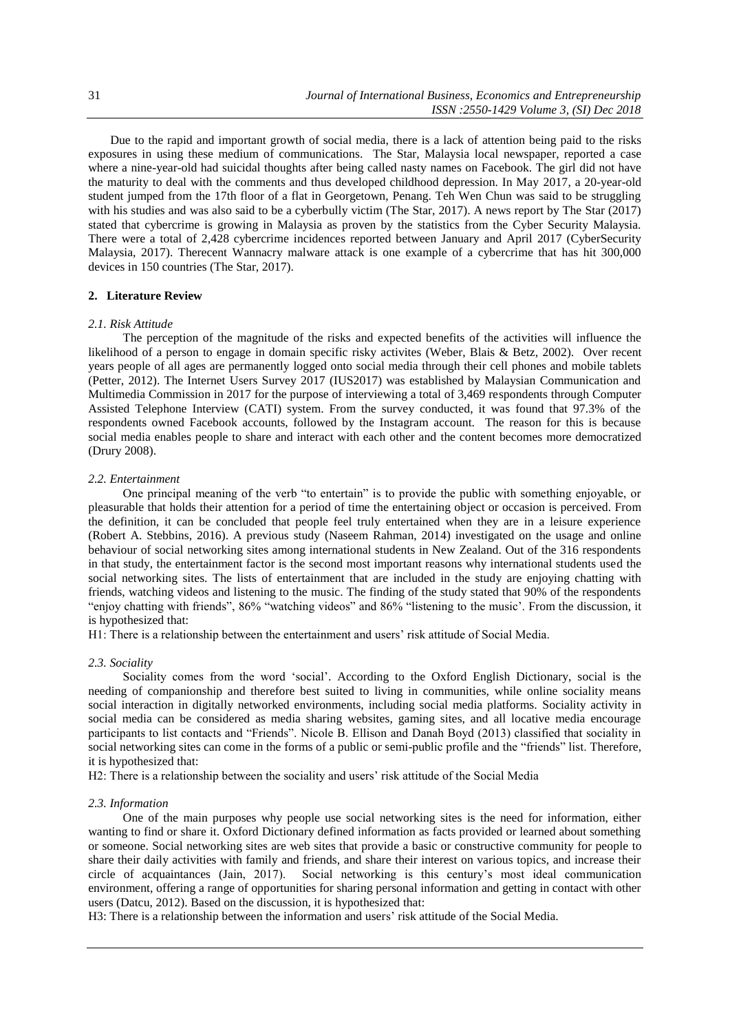Due to the rapid and important growth of social media, there is a lack of attention being paid to the risks exposures in using these medium of communications. The Star, Malaysia local newspaper, reported a case where a nine-year-old had suicidal thoughts after being called nasty names on Facebook. The girl did not have the maturity to deal with the comments and thus developed childhood depression. In May 2017, a 20-year-old student jumped from the 17th floor of a flat in Georgetown, Penang. Teh Wen Chun was said to be struggling with his studies and was also said to be a cyberbully victim (The Star, 2017). A news report by The Star (2017) stated that cybercrime is growing in Malaysia as proven by the statistics from the Cyber Security Malaysia. There were a total of 2,428 cybercrime incidences reported between January and April 2017 (CyberSecurity Malaysia, 2017). Therecent Wannacry malware attack is one example of a cybercrime that has hit 300,000 devices in 150 countries (The Star, 2017).

## 2. Literature Review

### *2.1. Risk Attitude*

The perception of the magnitude of the risks and expected benefits of the activities will influence the likelihood of a person to engage in domain specific risky activites (Weber, Blais & Betz, 2002). Over recent years people of all ages are permanently logged onto social media through their cell phones and mobile tablets (Petter, 2012). The Internet Users Survey 2017 (IUS2017) was established by Malaysian Communication and Multimedia Commission in 2017 for the purpose of interviewing a total of 3,469 respondents through Computer Assisted Telephone Interview (CATI) system. From the survey conducted, it was found that 97.3% of the respondents owned Facebook accounts, followed by the Instagram account. The reason for this is because social media enables people to share and interact with each other and the content becomes more democratized (Drury 2008).

### *2.2. Entertainment*

One principal meaning of the verb "to entertain" is to provide the public with something enjoyable, or pleasurable that holds their attention for a period of time the entertaining object or occasion is perceived. From the definition, it can be concluded that people feel truly entertained when they are in a leisure experience (Robert A. Stebbins, 2016). A previous study (Naseem Rahman, 2014) investigated on the usage and online behaviour of social networking sites among international students in New Zealand. Out of the 316 respondents in that study, the entertainment factor is the second most important reasons why international students used the social networking sites. The lists of entertainment that are included in the study are enjoying chatting with friends, watching videos and listening to the music. The finding of the study stated that 90% of the respondents "enjoy chatting with friends", 86% "watching videos" and 86% "listening to the music'. From the discussion, it is hypothesized that:

H1: There is a relationship between the entertainment and users' risk attitude of Social Media.

### *2.3. Sociality*

Sociality comes from the word 'social'. According to the Oxford English Dictionary, social is the needing of companionship and therefore best suited to living in communities, while online sociality means social interaction in digitally networked environments, including social media platforms. Sociality activity in social media can be considered as media sharing websites, gaming sites, and all locative media encourage participants to list contacts and "Friends". Nicole B. Ellison and Danah Boyd (2013) classified that sociality in social networking sites can come in the forms of a public or semi-public profile and the "friends" list. Therefore, it is hypothesized that:

H2: There is a relationship between the sociality and users' risk attitude of the Social Media

### *2.3. Information*

One of the main purposes why people use social networking sites is the need for information, either wanting to find or share it. Oxford Dictionary defined information as facts provided or learned about something or someone. Social networking sites are web sites that provide a basic or constructive community for people to share their daily activities with family and friends, and share their interest on various topics, and increase their circle of acquaintances (Jain, 2017). Social networking is this century's most ideal communication environment, offering a range of opportunities for sharing personal information and getting in contact with other users (Datcu, 2012). Based on the discussion, it is hypothesized that:

H3: There is a relationship between the information and users' risk attitude of the Social Media.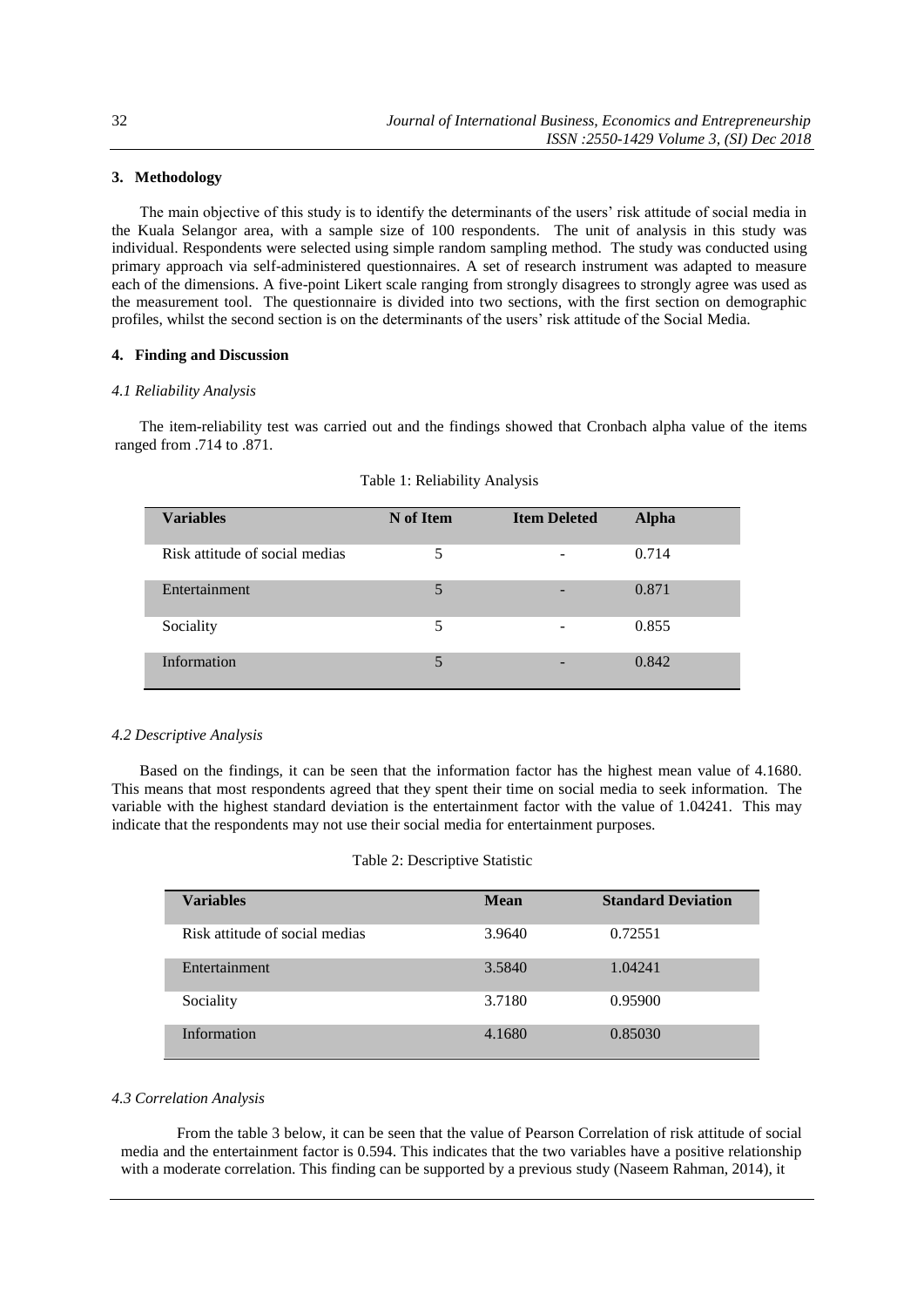## 3. Methodology

The main objective of this study is to identify the determinants of the users' risk attitude of social media in the Kuala Selangor area, with a sample size of 100 respondents. The unit of analysis in this study was individual. Respondents were selected using simple random sampling method. The study was conducted using primary approach via self-administered questionnaires. A set of research instrument was adapted to measure each of the dimensions. A five-point Likert scale ranging from strongly disagrees to strongly agree was used as the measurement tool. The questionnaire is divided into two sections, with the first section on demographic profiles, whilst the second section is on the determinants of the users' risk attitude of the Social Media.

## 4. Finding and Discussion

### *4.1 Reliability Analysis*

The item-reliability test was carried out and the findings showed that Cronbach alpha value of the items ranged from .714 to .871.

Table 1: Reliability Analysis

| Variables | N of Item | Item Deleted | Alpha |
|---|---|---|---|
| Risk attitude of social medias | 5 | - | 0.714 |
| Entertainment | 5 | - | 0.871 |
| Sociality | 5 | - | 0.855 |
| Information | 5 | - | 0.842 |

### *4.2 Descriptive Analysis*

Based on the findings, it can be seen that the information factor has the highest mean value of 4.1680. This means that most respondents agreed that they spent their time on social media to seek information. The variable with the highest standard deviation is the entertainment factor with the value of 1.04241. This may indicate that the respondents may not use their social media for entertainment purposes.

Table 2: Descriptive Statistic

| Variables | Mean | Standard Deviation |
|---|---|---|
| Risk attitude of social medias | 3.9640 | 0.72551 |
| Entertainment | 3.5840 | 1.04241 |
| Sociality | 3.7180 | 0.95900 |
| Information | 4.1680 | 0.85030 |

### *4.3 Correlation Analysis*

From the table 3 below, it can be seen that the value of Pearson Correlation of risk attitude of social media and the entertainment factor is 0.594. This indicates that the two variables have a positive relationship with a moderate correlation. This finding can be supported by a previous study (Naseem Rahman, 2014), it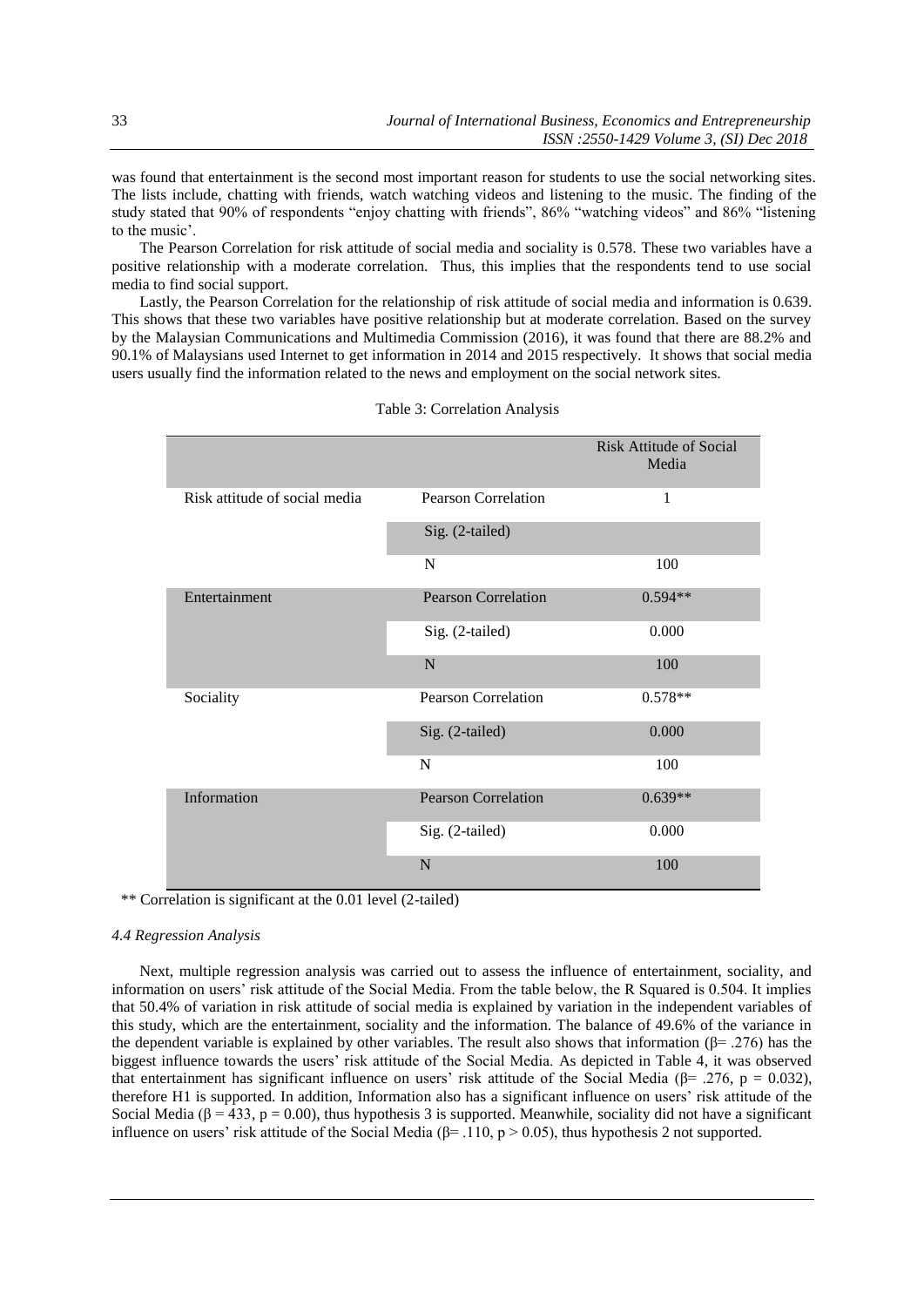was found that entertainment is the second most important reason for students to use the social networking sites. The lists include, chatting with friends, watch watching videos and listening to the music. The finding of the study stated that 90% of respondents "enjoy chatting with friends", 86% "watching videos" and 86% "listening to the music'.

The Pearson Correlation for risk attitude of social media and sociality is 0.578. These two variables have a positive relationship with a moderate correlation. Thus, this implies that the respondents tend to use social media to find social support.

Lastly, the Pearson Correlation for the relationship of risk attitude of social media and information is 0.639. This shows that these two variables have positive relationship but at moderate correlation. Based on the survey by the Malaysian Communications and Multimedia Commission (2016), it was found that there are 88.2% and 90.1% of Malaysians used Internet to get information in 2014 and 2015 respectively. It shows that social media users usually find the information related to the news and employment on the social network sites.

Table 3: Correlation Analysis

| | | Risk Attitude of Social Media |
|---|---|---|
| Risk attitude of social media | Pearson Correlation | 1 |
| | Sig. (2-tailed) | |
| | N | 100 |
| Entertainment | Pearson Correlation | 0.594** |
| | Sig. (2-tailed) | 0.000 |
| | N | 100 |
| Sociality | Pearson Correlation | 0.578** |
| | Sig. (2-tailed) | 0.000 |
| | N | 100 |
| Information | Pearson Correlation | 0.639** |
| | Sig. (2-tailed) | 0.000 |
| | N | 100 |

** Correlation is significant at the 0.01 level (2-tailed)

### *4.4 Regression Analysis*

Next, multiple regression analysis was carried out to assess the influence of entertainment, sociality, and information on users' risk attitude of the Social Media. From the table below, the R Squared is 0.504. It implies that 50.4% of variation in risk attitude of social media is explained by variation in the independent variables of this study, which are the entertainment, sociality and the information. The balance of 49.6% of the variance in the dependent variable is explained by other variables. The result also shows that information ($\beta$= .276) has the biggest influence towards the users' risk attitude of the Social Media. As depicted in Table 4, it was observed that entertainment has significant influence on users' risk attitude of the Social Media ($\beta$= .276, $p = 0.032$), therefore H1 is supported. In addition, Information also has a significant influence on users' risk attitude of the Social Media ($\beta = 433$, $p = 0.00$), thus hypothesis 3 is supported. Meanwhile, sociality did not have a significant influence on users' risk attitude of the Social Media ($\beta$= .110, $p > 0.05$), thus hypothesis 2 not supported.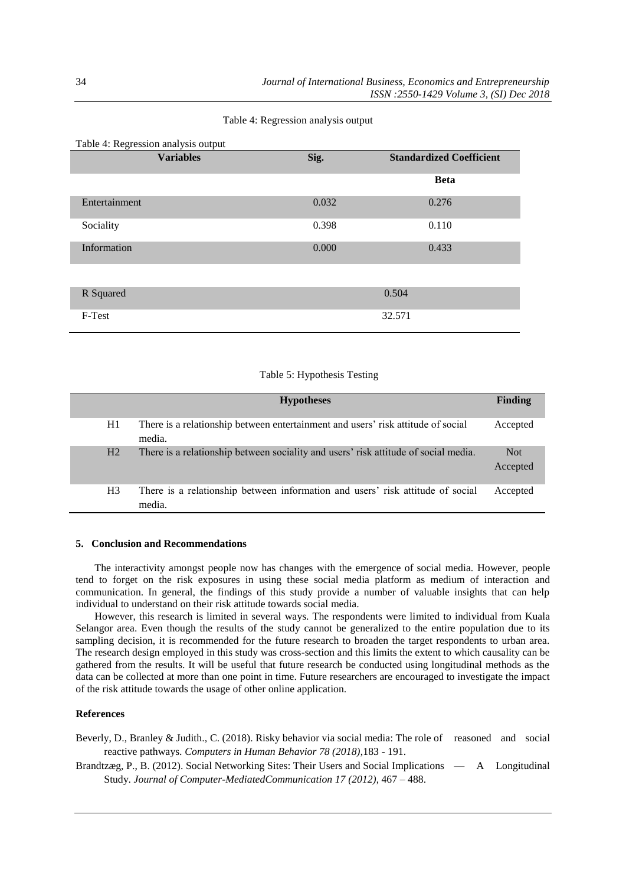Table 4: Regression analysis output

| Variables | Sig. | Standardized Coefficient |
|---|---|---|
| | | Beta |
| Entertainment | 0.032 | 0.276 |
| Sociality | 0.398 | 0.110 |
| Information | 0.000 | 0.433 |
| | | |
| R Squared | | 0.504 |
| F-Test | | 32.571 |

Table 5: Hypothesis Testing

| | Hypotheses | Finding |
|---|---|---|
| H1 | There is a relationship between entertainment and users' risk attitude of social media. | Accepted |
| H2 | There is a relationship between sociality and users' risk attitude of social media. | Not Accepted |
| H3 | There is a relationship between information and users' risk attitude of social media. | Accepted |

### 5. Conclusion and Recommendations

The interactivity amongst people now has changes with the emergence of social media. However, people tend to forget on the risk exposures in using these social media platform as medium of interaction and communication. In general, the findings of this study provide a number of valuable insights that can help individual to understand on their risk attitude towards social media.

However, this research is limited in several ways. The respondents were limited to individual from Kuala Selangor area. Even though the results of the study cannot be generalized to the entire population due to its sampling decision, it is recommended for the future research to broaden the target respondents to urban area. The research design employed in this study was cross-section and this limits the extent to which causality can be gathered from the results. It will be useful that future research be conducted using longitudinal methods as the data can be collected at more than one point in time. Future researchers are encouraged to investigate the impact of the risk attitude towards the usage of other online application.

### References

Beverly, D., Branley & Judith., C. (2018). Risky behavior via social media: The role of reasoned and social reactive pathways. *Computers in Human Behavior 78 (2018)*,183 - 191.

Brandtzæg, P., B. (2012). Social Networking Sites: Their Users and Social Implications — A Longitudinal Study. *Journal of Computer-MediatedCommunication 17 (2012)*, 467 – 488.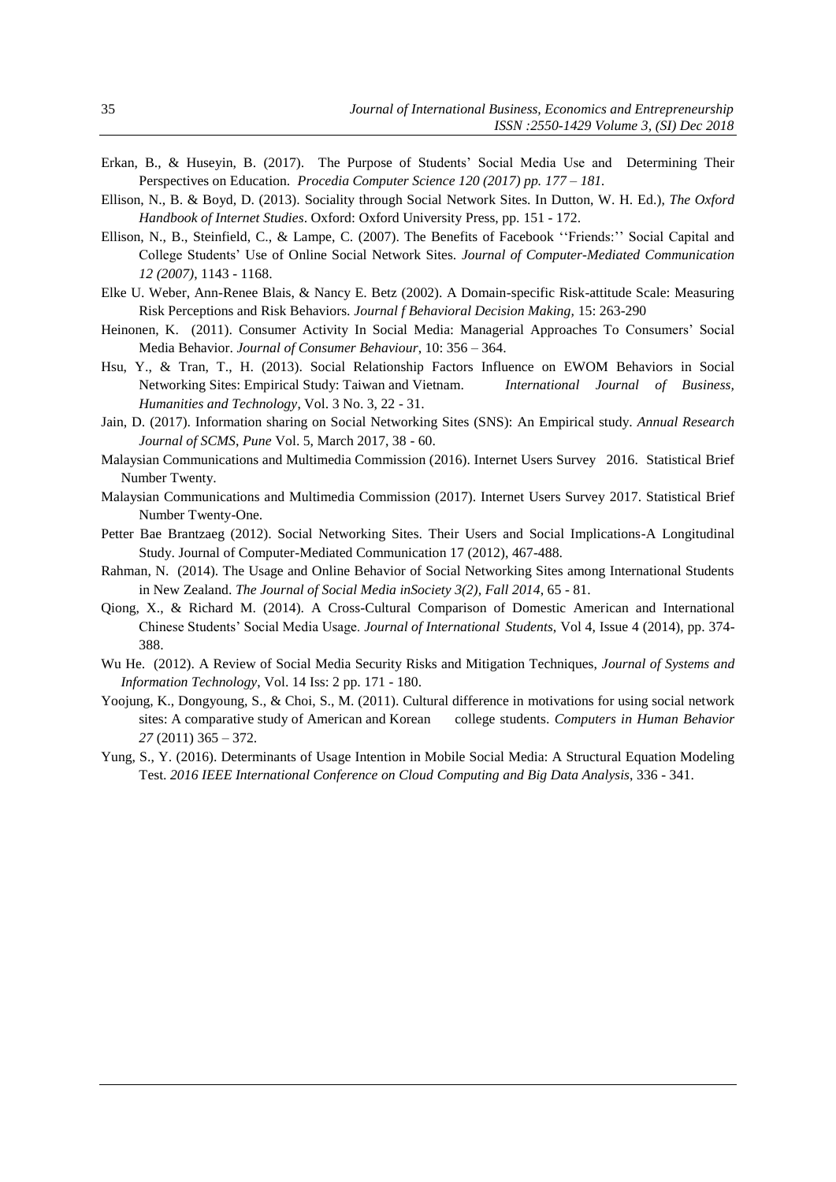Erkan, B., & Huseyin, B. (2017). The Purpose of Students' Social Media Use and Determining Their Perspectives on Education. *Procedia Computer Science 120 (2017) pp. 177 – 181.*

Ellison, N., B. & Boyd, D. (2013). Sociality through Social Network Sites. In Dutton, W. H. Ed.), *The Oxford Handbook of Internet Studies*. Oxford: Oxford University Press, pp. 151 - 172.

Ellison, N., B., Steinfield, C., & Lampe, C. (2007). The Benefits of Facebook ''Friends:'' Social Capital and College Students' Use of Online Social Network Sites. *Journal of Computer-Mediated Communication 12 (2007)*, 1143 - 1168.

Elke U. Weber, Ann-Renee Blais, & Nancy E. Betz (2002). A Domain-specific Risk-attitude Scale: Measuring Risk Perceptions and Risk Behaviors. *Journal f Behavioral Decision Making*, 15: 263-290

Heinonen, K. (2011). Consumer Activity In Social Media: Managerial Approaches To Consumers' Social Media Behavior. *Journal of Consumer Behaviour*, 10: 356 – 364.

Hsu, Y., & Tran, T., H. (2013). Social Relationship Factors Influence on EWOM Behaviors in Social Networking Sites: Empirical Study: Taiwan and Vietnam. *International Journal of Business, Humanities and Technology*, Vol. 3 No. 3, 22 - 31.

Jain, D. (2017). Information sharing on Social Networking Sites (SNS): An Empirical study. *Annual Research Journal of SCMS, Pune* Vol. 5, March 2017, 38 - 60.

Malaysian Communications and Multimedia Commission (2016). Internet Users Survey 2016. Statistical Brief Number Twenty.

Malaysian Communications and Multimedia Commission (2017). Internet Users Survey 2017. Statistical Brief Number Twenty-One.

Petter Bae Brantzaeg (2012). Social Networking Sites. Their Users and Social Implications-A Longitudinal Study. Journal of Computer-Mediated Communication 17 (2012), 467-488.

Rahman, N. (2014). The Usage and Online Behavior of Social Networking Sites among International Students in New Zealand. *The Journal of Social Media inSociety 3(2), Fall 2014*, 65 - 81.

Qiong, X., & Richard M. (2014). A Cross-Cultural Comparison of Domestic American and International Chinese Students' Social Media Usage. *Journal of International Students*, Vol 4, Issue 4 (2014), pp. 374-388.

Wu He. (2012). A Review of Social Media Security Risks and Mitigation Techniques, *Journal of Systems and Information Technology*, Vol. 14 Iss: 2 pp. 171 - 180.

Yoojung, K., Dongyoung, S., & Choi, S., M. (2011). Cultural difference in motivations for using social network sites: A comparative study of American and Korean college students. *Computers in Human Behavior 27* (2011) 365 – 372.

Yung, S., Y. (2016). Determinants of Usage Intention in Mobile Social Media: A Structural Equation Modeling Test. *2016 IEEE International Conference on Cloud Computing and Big Data Analysis*, 336 - 341.